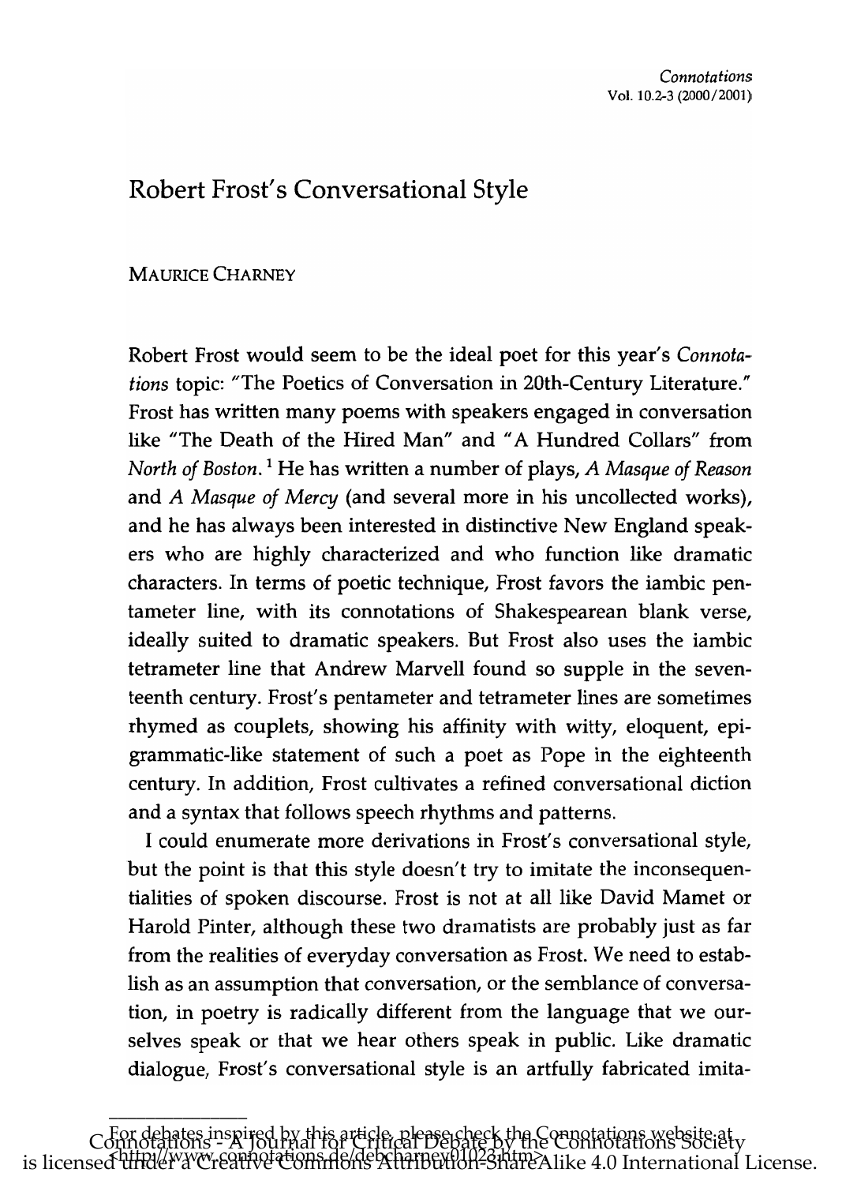# Robert Frost's Conversational Style

MAURICE CHARNEY

Robert Frost would seem to be the ideal poet for this year's *Connotations* topic: "The Poetics of Conversation in 20th-Century Literature." Frost has written many poems with speakers engaged in conversation like "The Death of the Hired Man" and "A Hundred Collars" from *North of Boston.*[1] He has written a number of plays, *A Masque of Reason* and *A Masque of Mercy* (and several more in his uncollected works), and he has always been interested in distinctive New England speakers who are highly characterized and who function like dramatic characters. In terms of poetic technique, Frost favors the iambic pentameter line, with its connotations of Shakespearean blank verse, ideally suited to dramatic speakers. But Frost also uses the iambic tetrameter line that Andrew Marvell found so supple in the seventeenth century. Frost's pentameter and tetrameter lines are sometimes rhymed as couplets, showing his affinity with witty, eloquent, epigrammatic-like statement of such a poet as Pope in the eighteenth century. In addition, Frost cultivates a refined conversational diction and a syntax that follows speech rhythms and patterns.

I could enumerate more derivations in Frost's conversational style, but the point is that this style doesn't try to imitate the inconsequentialities of spoken discourse. Frost is not at all like David Mamet or Harold Pinter, although these two dramatists are probably just as far from the realities of everyday conversation as Frost. We need to establish as an assumption that conversation, or the semblance of conversation, in poetry is radically different from the language that we ourselves speak or that we hear others speak in public. Like dramatic dialogue, Frost's conversational style is an artfully fabricated imita-

For debates inspired by this article, please check the Connotations website at <http://www.connotations.de/debcharney01023.htm>.

Connotations - A Journal for Critical Debate by the Connotations Society is licensed under a Creative Commons Attribution-ShareAlike 4.0 International License.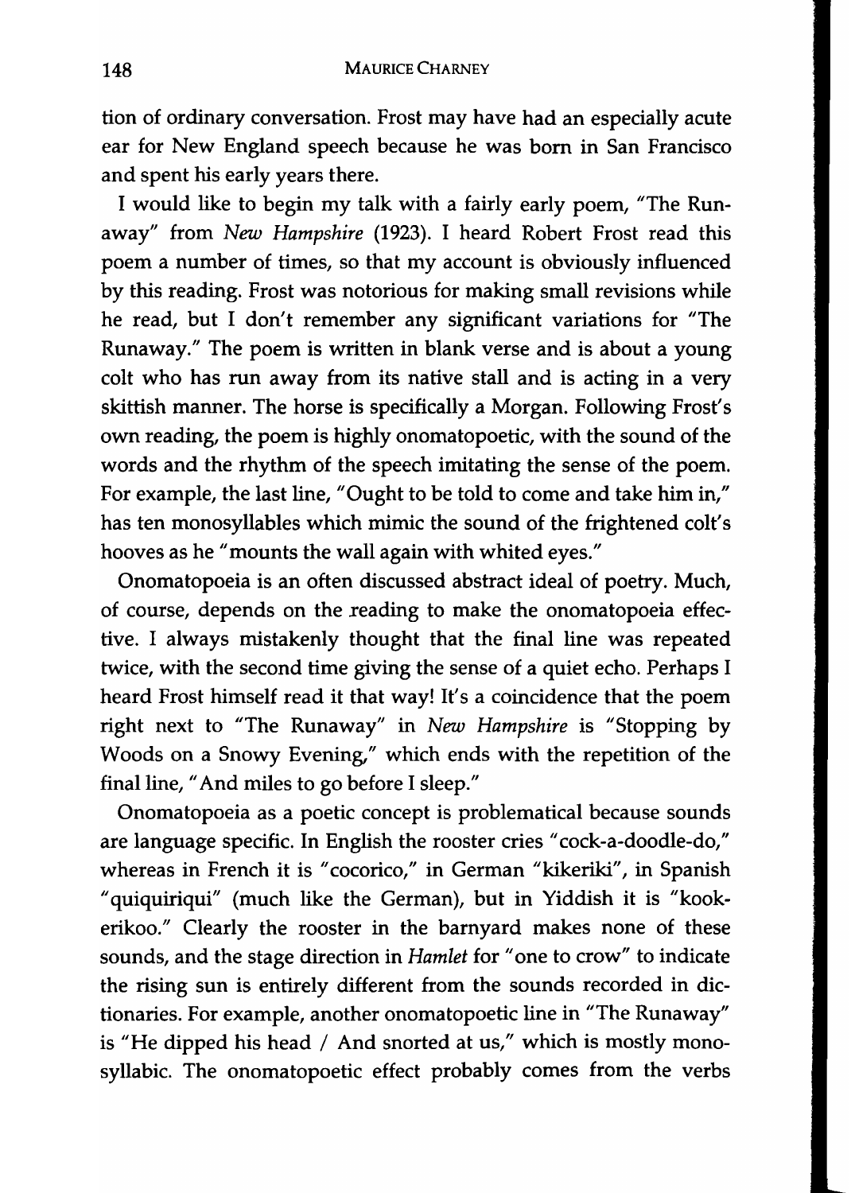tion of ordinary conversation. Frost may have had an especially acute ear for New England speech because he was born in San Francisco and spent his early years there.

I would like to begin my talk with a fairly early poem, "The Runaway" from *New Hampshire* (1923). I heard Robert Frost read this poem a number of times, so that my account is obviously influenced by this reading. Frost was notorious for making small revisions while he read, but I don't remember any significant variations for "The Runaway." The poem is written in blank verse and is about a young colt who has run away from its native stall and is acting in a very skittish manner. The horse is specifically a Morgan. Following Frost's own reading, the poem is highly onomatopoetic, with the sound of the words and the rhythm of the speech imitating the sense of the poem. For example, the last line, "Ought to be told to come and take him in," has ten monosyllables which mimic the sound of the frightened colt's hooves as he "mounts the wall again with whited eyes."

Onomatopoeia is an often discussed abstract ideal of poetry. Much, of course, depends on the reading to make the onomatopoeia effective. I always mistakenly thought that the final line was repeated twice, with the second time giving the sense of a quiet echo. Perhaps I heard Frost himself read it that way! It's a coincidence that the poem right next to "The Runaway" in *New Hampshire* is "Stopping by Woods on a Snowy Evening," which ends with the repetition of the final line, "And miles to go before I sleep."

Onomatopoeia as a poetic concept is problematical because sounds are language specific. In English the rooster cries "cock-a-doodle-do," whereas in French it is "cocorico," in German "kikeriki", in Spanish "quiquiriqui" (much like the German), but in Yiddish it is "kookerikoo." Clearly the rooster in the barnyard makes none of these sounds, and the stage direction in *Hamlet* for "one to crow" to indicate the rising sun is entirely different from the sounds recorded in dictionaries. For example, another onomatopoetic line in "The Runaway" is "He dipped his head / And snorted at us," which is mostly monosyllabic. The onomatopoetic effect probably comes from the verbs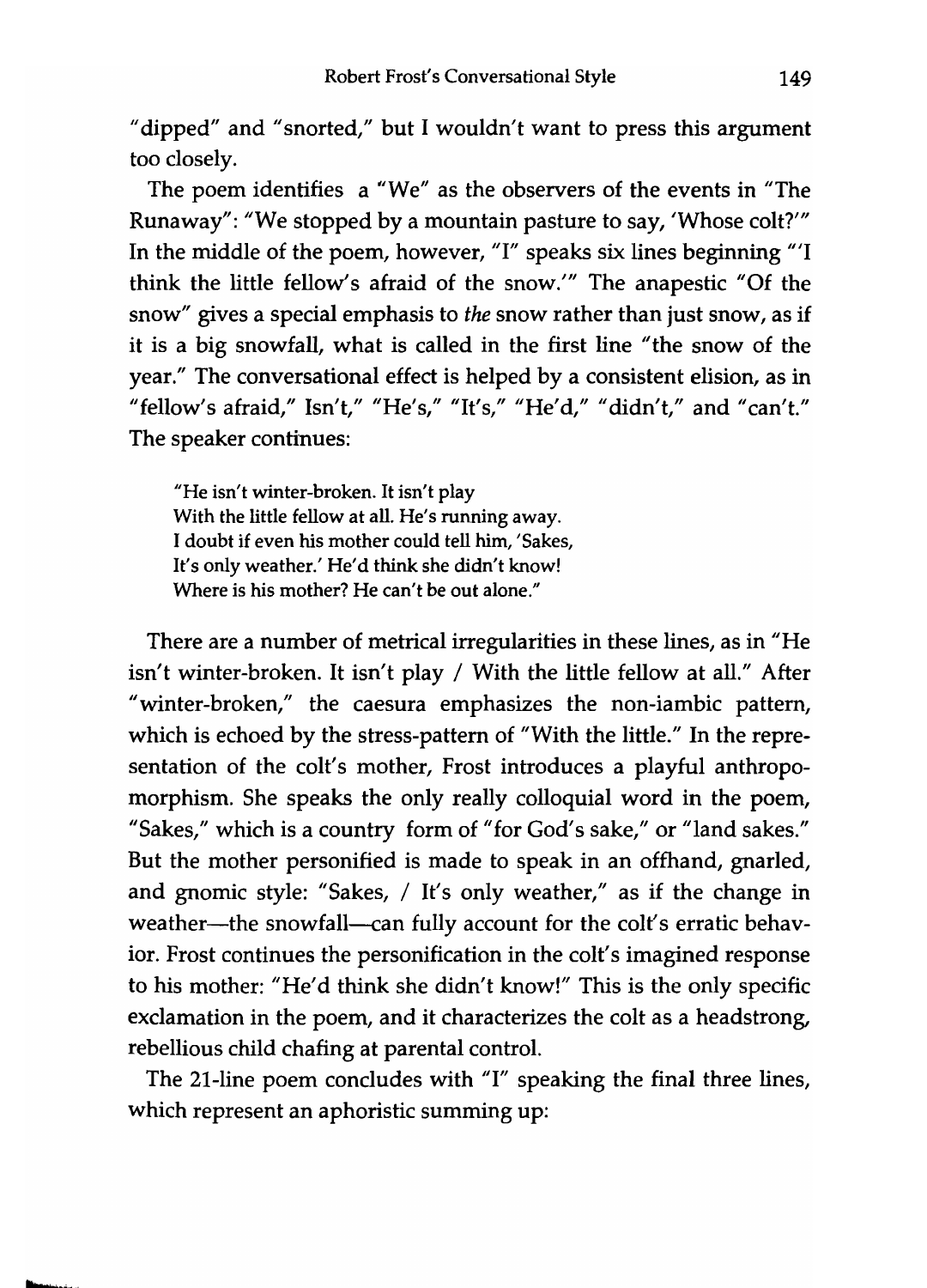"dipped" and "snorted," but I wouldn't want to press this argument too closely.

The poem identifies a "We" as the observers of the events in "The Runaway": "We stopped by a mountain pasture to say, 'Whose colt?'" In the middle of the poem, however, "I" speaks six lines beginning "'I think the little fellow's afraid of the snow.'" The anapestic "Of the snow" gives a special emphasis to *the* snow rather than just snow, as if it is a big snowfall, what is called in the first line "the snow of the year." The conversational effect is helped by a consistent elision, as in "fellow's afraid," Isn't," "He's," "It's," "He'd," "didn't," and "can't." The speaker continues:

> "He isn't winter-broken. It isn't play
> With the little fellow at all. He's running away.
> I doubt if even his mother could tell him, 'Sakes,
> It's only weather.' He'd think she didn't know!
> Where is his mother? He can't be out alone."

There are a number of metrical irregularities in these lines, as in "He isn't winter-broken. It isn't play / With the little fellow at all." After "winter-broken," the caesura emphasizes the non-iambic pattern, which is echoed by the stress-pattern of "With the little." In the representation of the colt's mother, Frost introduces a playful anthropomorphism. She speaks the only really colloquial word in the poem, "Sakes," which is a country form of "for God's sake," or "land sakes." But the mother personified is made to speak in an offhand, gnarled, and gnomic style: "Sakes, / It's only weather," as if the change in weather—the snowfall—can fully account for the colt's erratic behavior. Frost continues the personification in the colt's imagined response to his mother: "He'd think she didn't know!" This is the only specific exclamation in the poem, and it characterizes the colt as a headstrong, rebellious child chafing at parental control.

The 21-line poem concludes with "I" speaking the final three lines, which represent an aphoristic summing up: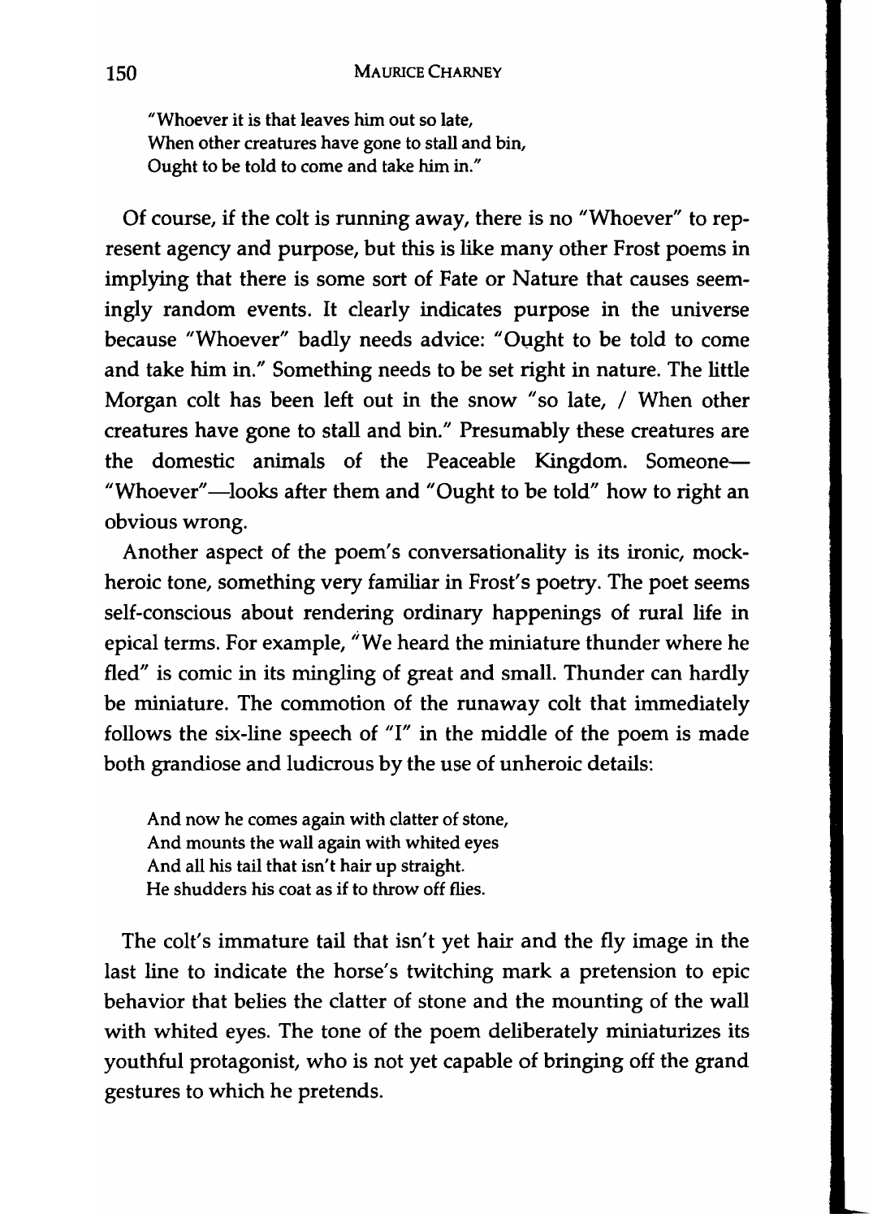> "Whoever it is that leaves him out so late,
> When other creatures have gone to stall and bin,
> Ought to be told to come and take him in."

Of course, if the colt is running away, there is no "Whoever" to represent agency and purpose, but this is like many other Frost poems in implying that there is some sort of Fate or Nature that causes seemingly random events. It clearly indicates purpose in the universe because "Whoever" badly needs advice: "Ought to be told to come and take him in." Something needs to be set right in nature. The little Morgan colt has been left out in the snow "so late, / When other creatures have gone to stall and bin." Presumably these creatures are the domestic animals of the Peaceable Kingdom. Someone—"Whoever"—looks after them and "Ought to be told" how to right an obvious wrong.

Another aspect of the poem's conversationality is its ironic, mock-heroic tone, something very familiar in Frost's poetry. The poet seems self-conscious about rendering ordinary happenings of rural life in epical terms. For example, "We heard the miniature thunder where he fled" is comic in its mingling of great and small. Thunder can hardly be miniature. The commotion of the runaway colt that immediately follows the six-line speech of "I" in the middle of the poem is made both grandiose and ludicrous by the use of unheroic details:

> And now he comes again with clatter of stone,
> And mounts the wall again with whited eyes
> And all his tail that isn't hair up straight.
> He shudders his coat as if to throw off flies.

The colt's immature tail that isn't yet hair and the fly image in the last line to indicate the horse's twitching mark a pretension to epic behavior that belies the clatter of stone and the mounting of the wall with whited eyes. The tone of the poem deliberately miniaturizes its youthful protagonist, who is not yet capable of bringing off the grand gestures to which he pretends.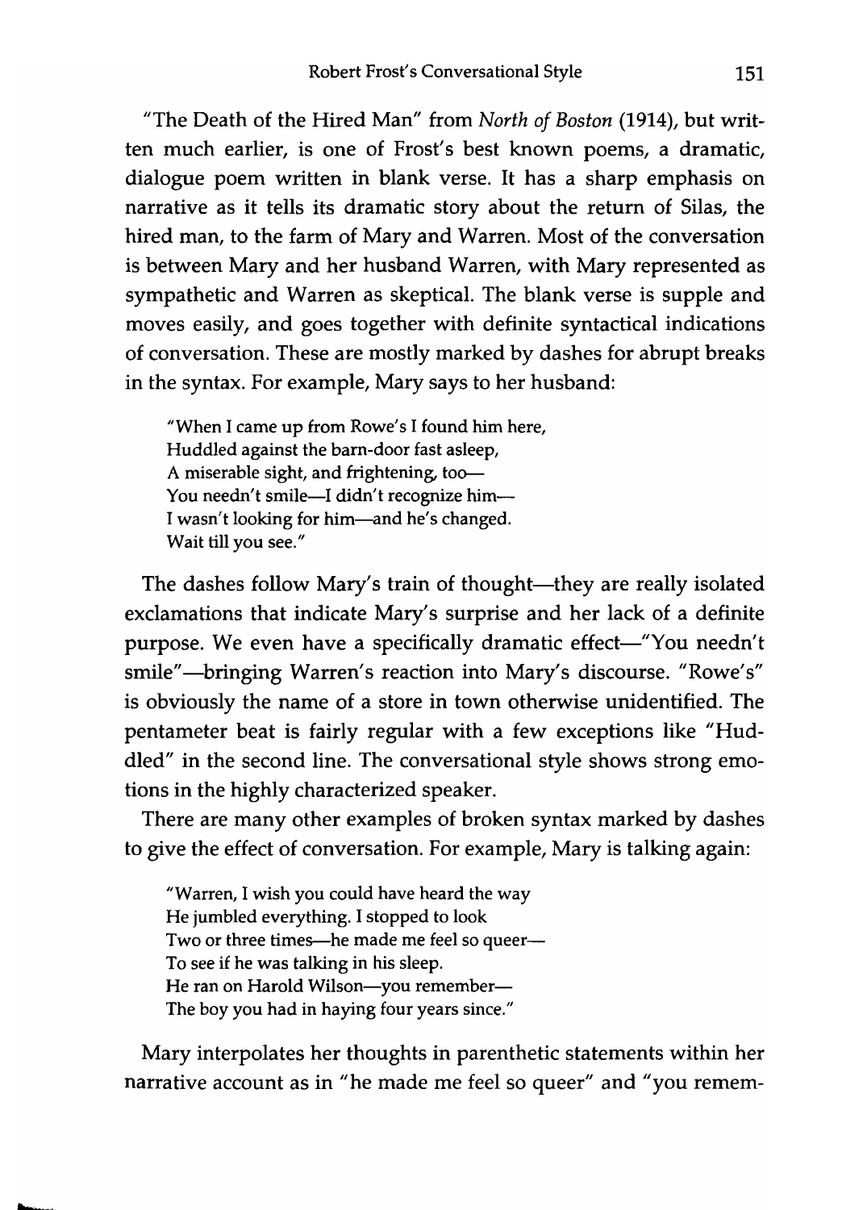"The Death of the Hired Man" from *North of Boston* (1914), but written much earlier, is one of Frost's best known poems, a dramatic, dialogue poem written in blank verse. It has a sharp emphasis on narrative as it tells its dramatic story about the return of Silas, the hired man, to the farm of Mary and Warren. Most of the conversation is between Mary and her husband Warren, with Mary represented as sympathetic and Warren as skeptical. The blank verse is supple and moves easily, and goes together with definite syntactical indications of conversation. These are mostly marked by dashes for abrupt breaks in the syntax. For example, Mary says to her husband:

> "When I came up from Rowe's I found him here,
> Huddled against the barn-door fast asleep,
> A miserable sight, and frightening, too—
> You needn't smile—I didn't recognize him—
> I wasn't looking for him—and he's changed.
> Wait till you see."

The dashes follow Mary's train of thought—they are really isolated exclamations that indicate Mary's surprise and her lack of a definite purpose. We even have a specifically dramatic effect—"You needn't smile"—bringing Warren's reaction into Mary's discourse. "Rowe's" is obviously the name of a store in town otherwise unidentified. The pentameter beat is fairly regular with a few exceptions like "Huddled" in the second line. The conversational style shows strong emotions in the highly characterized speaker.

There are many other examples of broken syntax marked by dashes to give the effect of conversation. For example, Mary is talking again:

> "Warren, I wish you could have heard the way
> He jumbled everything. I stopped to look
> Two or three times—he made me feel so queer—
> To see if he was talking in his sleep.
> He ran on Harold Wilson—you remember—
> The boy you had in haying four years since."

Mary interpolates her thoughts in parenthetic statements within her narrative account as in "he made me feel so queer" and "you remem-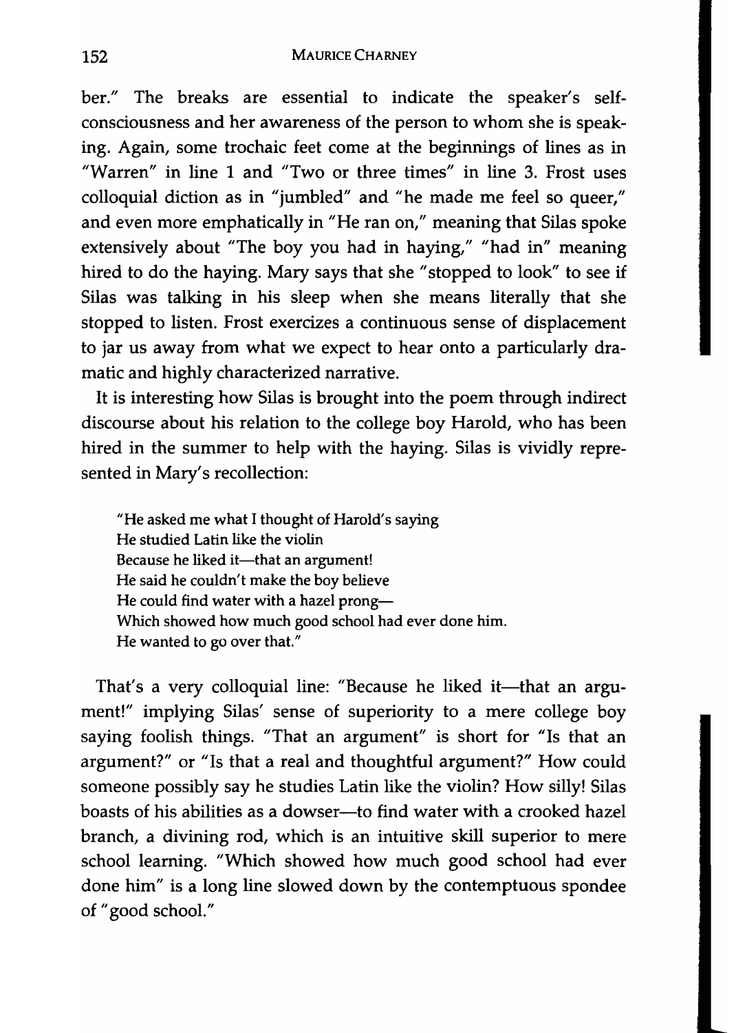ber." The breaks are essential to indicate the speaker's self-consciousness and her awareness of the person to whom she is speaking. Again, some trochaic feet come at the beginnings of lines as in "Warren" in line 1 and "Two or three times" in line 3. Frost uses colloquial diction as in "jumbled" and "he made me feel so queer," and even more emphatically in "He ran on," meaning that Silas spoke extensively about "The boy you had in haying," "had in" meaning hired to do the haying. Mary says that she "stopped to look" to see if Silas was talking in his sleep when she means literally that she stopped to listen. Frost exercizes a continuous sense of displacement to jar us away from what we expect to hear onto a particularly dramatic and highly characterized narrative.

It is interesting how Silas is brought into the poem through indirect discourse about his relation to the college boy Harold, who has been hired in the summer to help with the haying. Silas is vividly represented in Mary's recollection:

> "He asked me what I thought of Harold's saying
> He studied Latin like the violin
> Because he liked it—that an argument!
> He said he couldn't make the boy believe
> He could find water with a hazel prong—
> Which showed how much good school had ever done him.
> He wanted to go over that."

That's a very colloquial line: "Because he liked it—that an argument!" implying Silas' sense of superiority to a mere college boy saying foolish things. "That an argument" is short for "Is that an argument?" or "Is that a real and thoughtful argument?" How could someone possibly say he studies Latin like the violin? How silly! Silas boasts of his abilities as a dowser—to find water with a crooked hazel branch, a divining rod, which is an intuitive skill superior to mere school learning. "Which showed how much good school had ever done him" is a long line slowed down by the contemptuous spondee of "good school."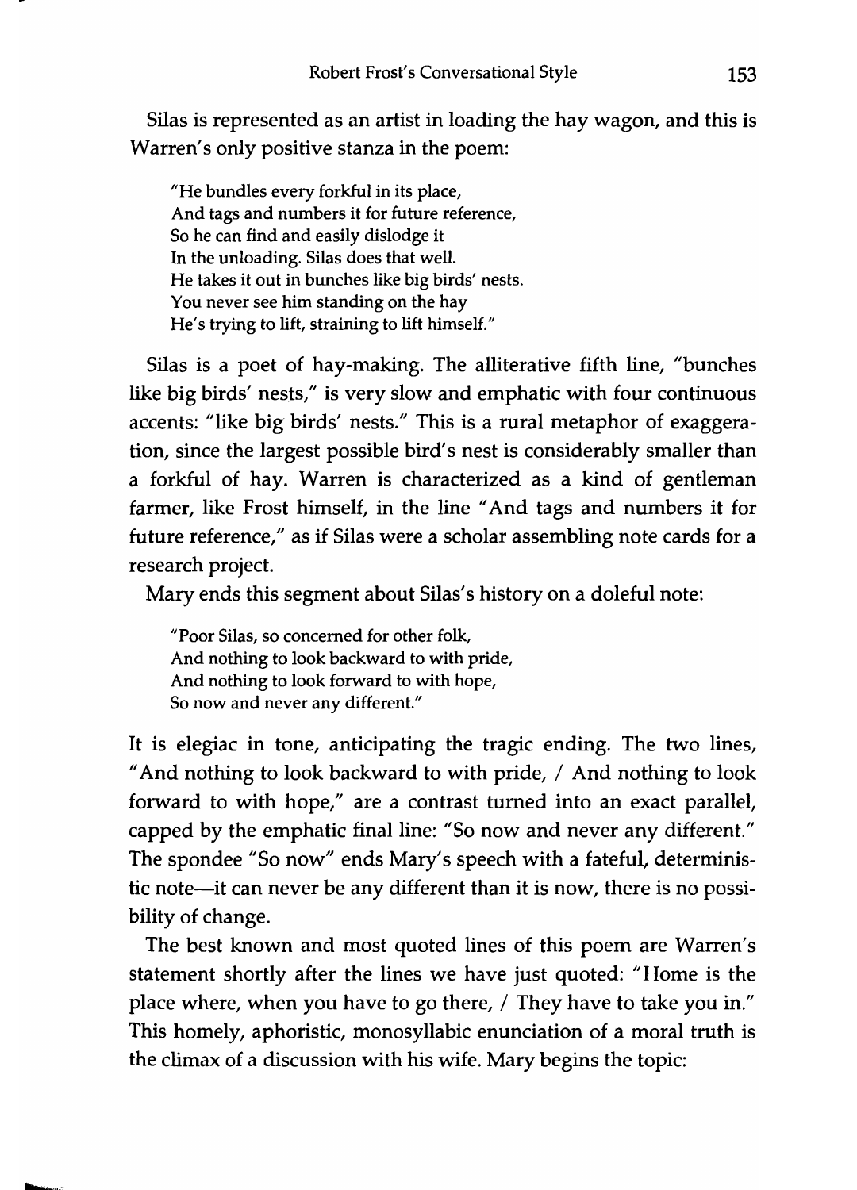Silas is represented as an artist in loading the hay wagon, and this is Warren's only positive stanza in the poem:

> "He bundles every forkful in its place,
> And tags and numbers it for future reference,
> So he can find and easily dislodge it
> In the unloading. Silas does that well.
> He takes it out in bunches like big birds' nests.
> You never see him standing on the hay
> He's trying to lift, straining to lift himself."

Silas is a poet of hay-making. The alliterative fifth line, "bunches like big birds' nests," is very slow and emphatic with four continuous accents: "like big birds' nests." This is a rural metaphor of exaggeration, since the largest possible bird's nest is considerably smaller than a forkful of hay. Warren is characterized as a kind of gentleman farmer, like Frost himself, in the line "And tags and numbers it for future reference," as if Silas were a scholar assembling note cards for a research project.

Mary ends this segment about Silas's history on a doleful note:

> "Poor Silas, so concerned for other folk,
> And nothing to look backward to with pride,
> And nothing to look forward to with hope,
> So now and never any different."

It is elegiac in tone, anticipating the tragic ending. The two lines, "And nothing to look backward to with pride, / And nothing to look forward to with hope," are a contrast turned into an exact parallel, capped by the emphatic final line: "So now and never any different." The spondee "So now" ends Mary's speech with a fateful, deterministic note—it can never be any different than it is now, there is no possibility of change.

The best known and most quoted lines of this poem are Warren's statement shortly after the lines we have just quoted: "Home is the place where, when you have to go there, / They have to take you in." This homely, aphoristic, monosyllabic enunciation of a moral truth is the climax of a discussion with his wife. Mary begins the topic: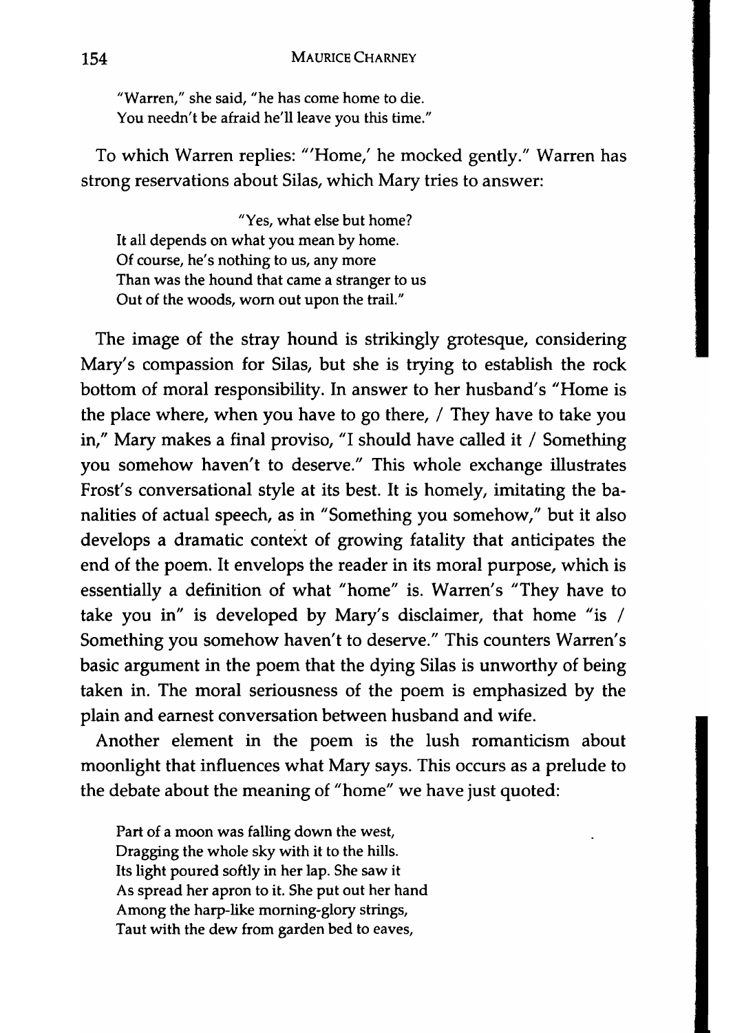> "Warren," she said, "he has come home to die.
> You needn't be afraid he'll leave you this time."

To which Warren replies: "'Home,' he mocked gently." Warren has strong reservations about Silas, which Mary tries to answer:

> "Yes, what else but home?
> It all depends on what you mean by home.
> Of course, he's nothing to us, any more
> Than was the hound that came a stranger to us
> Out of the woods, worn out upon the trail."

The image of the stray hound is strikingly grotesque, considering Mary's compassion for Silas, but she is trying to establish the rock bottom of moral responsibility. In answer to her husband's "Home is the place where, when you have to go there, / They have to take you in," Mary makes a final proviso, "I should have called it / Something you somehow haven't to deserve." This whole exchange illustrates Frost's conversational style at its best. It is homely, imitating the banalities of actual speech, as in "Something you somehow," but it also develops a dramatic context of growing fatality that anticipates the end of the poem. It envelops the reader in its moral purpose, which is essentially a definition of what "home" is. Warren's "They have to take you in" is developed by Mary's disclaimer, that home "is / Something you somehow haven't to deserve." This counters Warren's basic argument in the poem that the dying Silas is unworthy of being taken in. The moral seriousness of the poem is emphasized by the plain and earnest conversation between husband and wife.

Another element in the poem is the lush romanticism about moonlight that influences what Mary says. This occurs as a prelude to the debate about the meaning of "home" we have just quoted:

> Part of a moon was falling down the west,
> Dragging the whole sky with it to the hills.
> Its light poured softly in her lap. She saw it
> As spread her apron to it. She put out her hand
> Among the harp-like morning-glory strings,
> Taut with the dew from garden bed to eaves,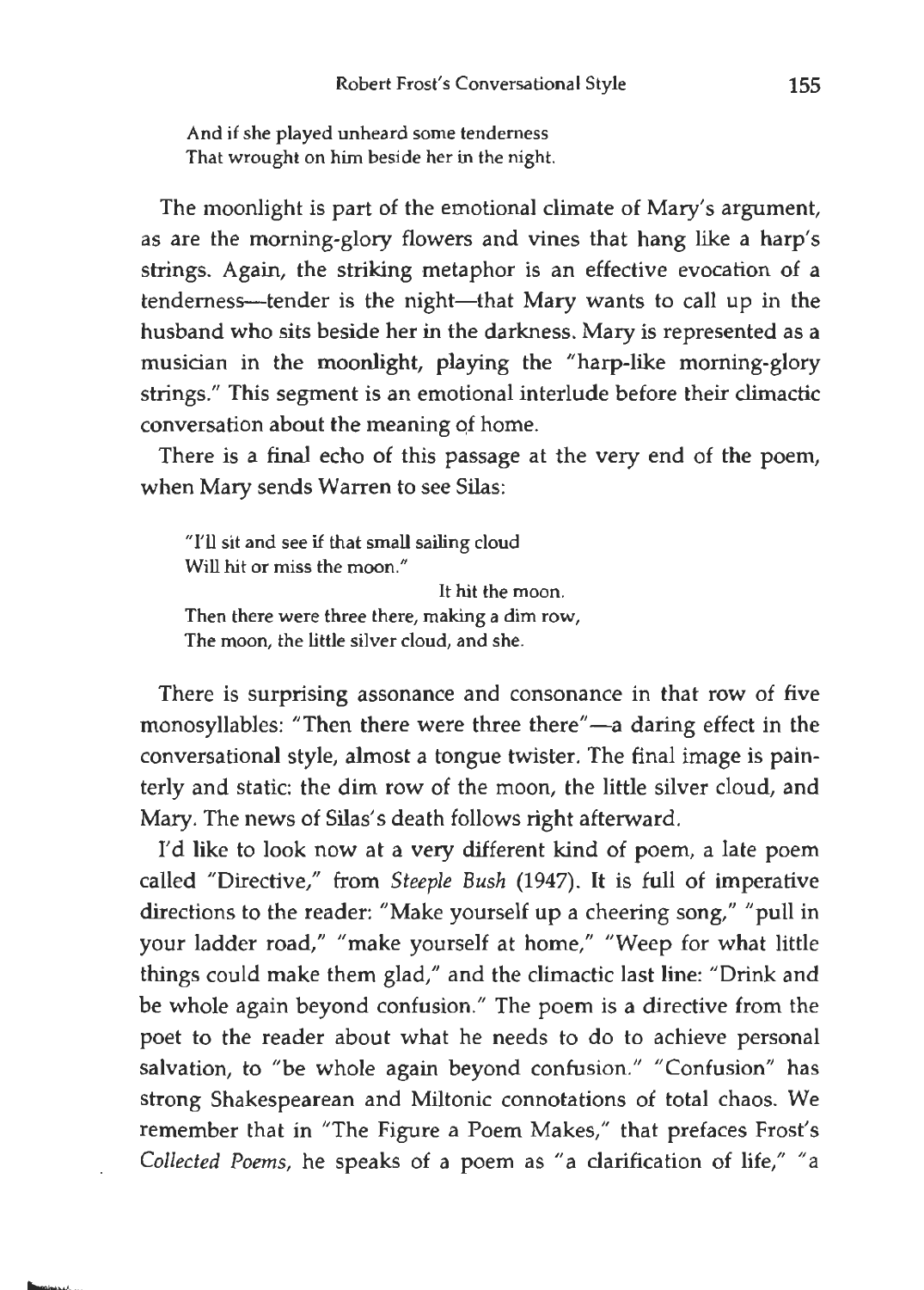> And if she played unheard some tenderness
> That wrought on him beside her in the night.

The moonlight is part of the emotional climate of Mary's argument, as are the morning-glory flowers and vines that hang like a harp's strings. Again, the striking metaphor is an effective evocation of a tenderness—tender is the night—that Mary wants to call up in the husband who sits beside her in the darkness. Mary is represented as a musician in the moonlight, playing the "harp-like morning-glory strings." This segment is an emotional interlude before their climactic conversation about the meaning of home.

There is a final echo of this passage at the very end of the poem, when Mary sends Warren to see Silas:

> "I'll sit and see if that small sailing cloud
> Will hit or miss the moon."
>                                                      It hit the moon.
> Then there were three there, making a dim row,
> The moon, the little silver cloud, and she.

There is surprising assonance and consonance in that row of five monosyllables: "Then there were three there"—a daring effect in the conversational style, almost a tongue twister. The final image is painterly and static: the dim row of the moon, the little silver cloud, and Mary. The news of Silas's death follows right afterward.

I'd like to look now at a very different kind of poem, a late poem called "Directive," from *Steeple Bush* (1947). It is full of imperative directions to the reader: "Make yourself up a cheering song," "pull in your ladder road," "make yourself at home," "Weep for what little things could make them glad," and the climactic last line: "Drink and be whole again beyond confusion." The poem is a directive from the poet to the reader about what he needs to do to achieve personal salvation, to "be whole again beyond confusion." "Confusion" has strong Shakespearean and Miltonic connotations of total chaos. We remember that in "The Figure a Poem Makes," that prefaces Frost's *Collected Poems*, he speaks of a poem as "a clarification of life," "a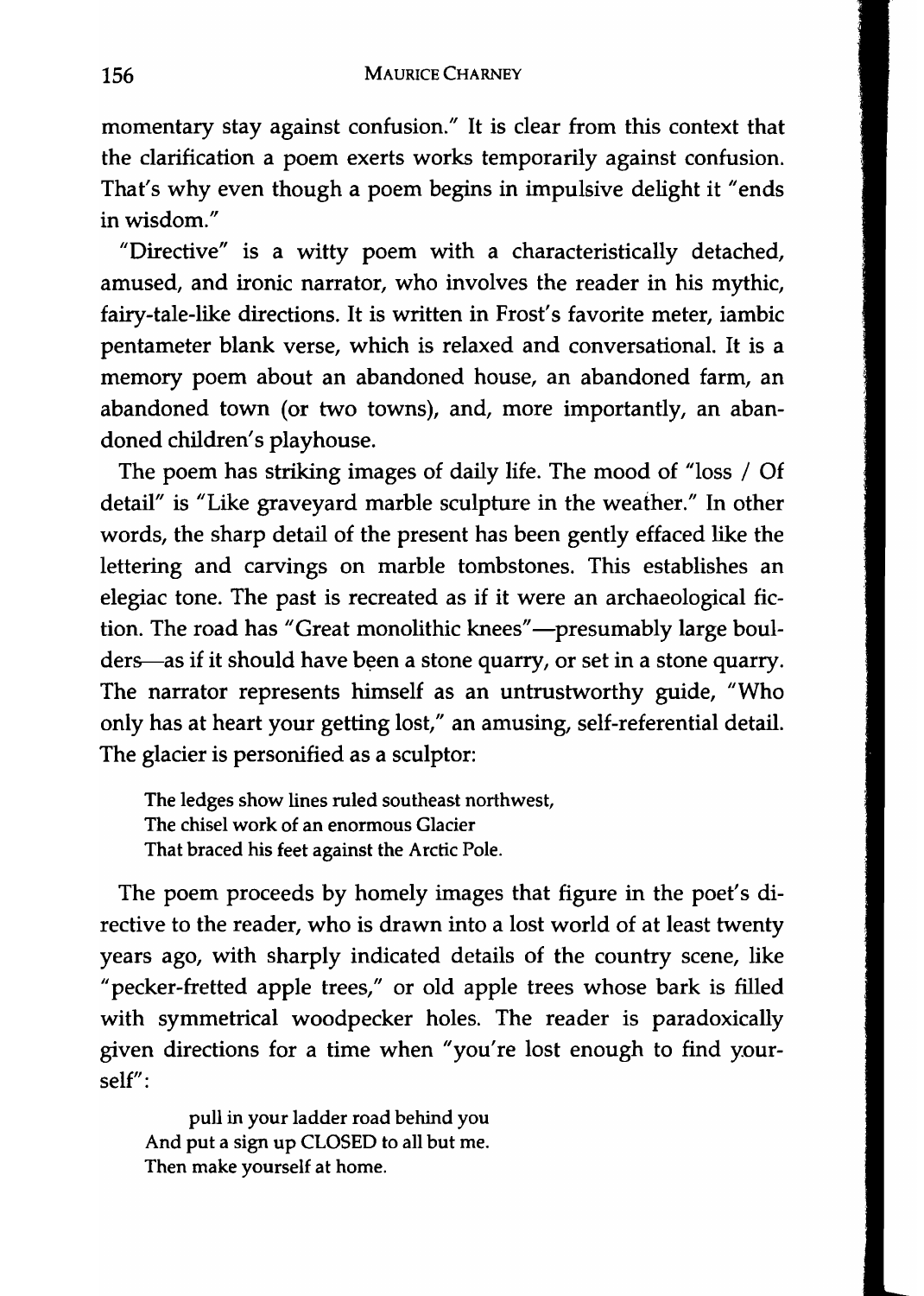momentary stay against confusion." It is clear from this context that the clarification a poem exerts works temporarily against confusion. That's why even though a poem begins in impulsive delight it "ends in wisdom."

"Directive" is a witty poem with a characteristically detached, amused, and ironic narrator, who involves the reader in his mythic, fairy-tale-like directions. It is written in Frost's favorite meter, iambic pentameter blank verse, which is relaxed and conversational. It is a memory poem about an abandoned house, an abandoned farm, an abandoned town (or two towns), and, more importantly, an abandoned children's playhouse.

The poem has striking images of daily life. The mood of "loss / Of detail" is "Like graveyard marble sculpture in the weather." In other words, the sharp detail of the present has been gently effaced like the lettering and carvings on marble tombstones. This establishes an elegiac tone. The past is recreated as if it were an archaeological fiction. The road has "Great monolithic knees"—presumably large boulders—as if it should have been a stone quarry, or set in a stone quarry. The narrator represents himself as an untrustworthy guide, "Who only has at heart your getting lost," an amusing, self-referential detail. The glacier is personified as a sculptor:

> The ledges show lines ruled southeast northwest,
> The chisel work of an enormous Glacier
> That braced his feet against the Arctic Pole.

The poem proceeds by homely images that figure in the poet's directive to the reader, who is drawn into a lost world of at least twenty years ago, with sharply indicated details of the country scene, like "pecker-fretted apple trees," or old apple trees whose bark is filled with symmetrical woodpecker holes. The reader is paradoxically given directions for a time when "you're lost enough to find yourself":

> pull in your ladder road behind you
> And put a sign up CLOSED to all but me.
> Then make yourself at home.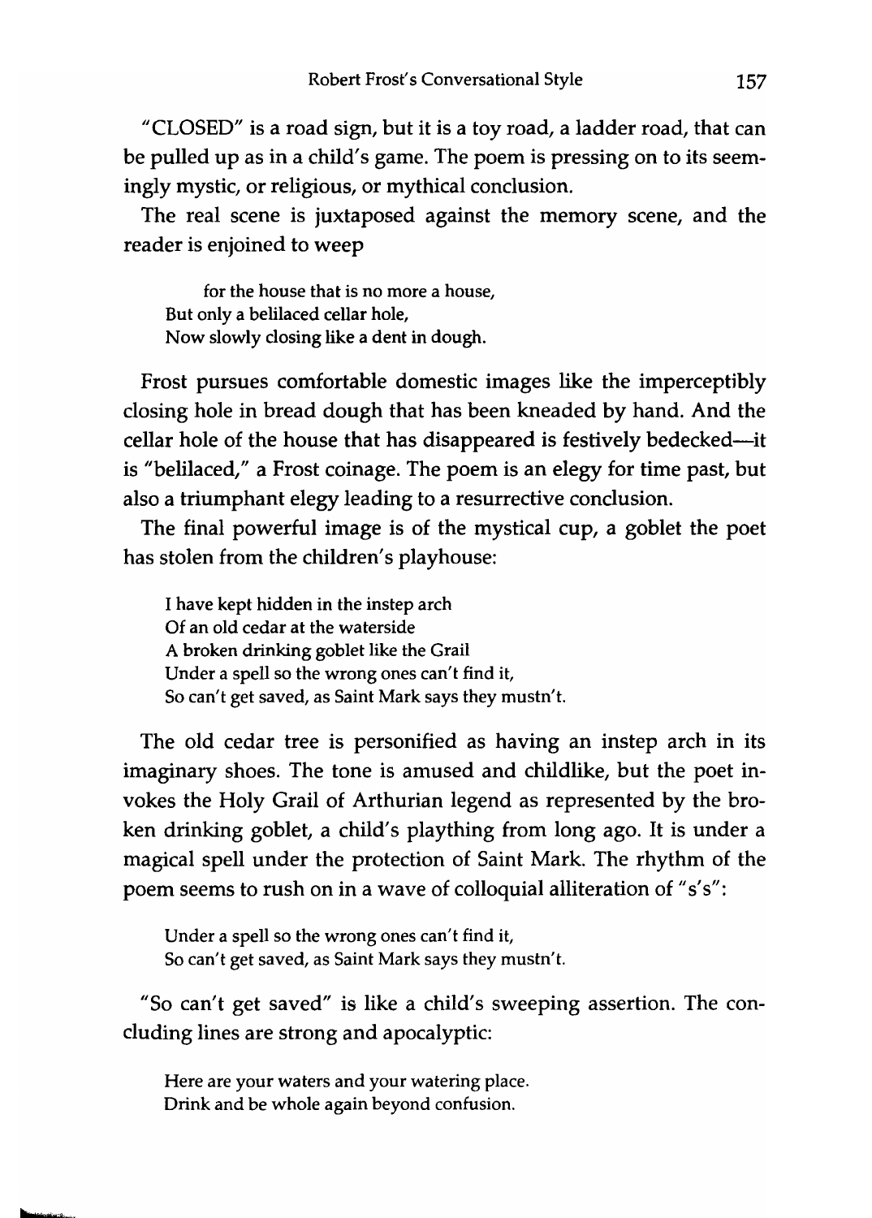"CLOSED" is a road sign, but it is a toy road, a ladder road, that can be pulled up as in a child's game. The poem is pressing on to its seemingly mystic, or religious, or mythical conclusion.

The real scene is juxtaposed against the memory scene, and the reader is enjoined to weep

> for the house that is no more a house,  
> But only a belilaced cellar hole,  
> Now slowly closing like a dent in dough.

Frost pursues comfortable domestic images like the imperceptibly closing hole in bread dough that has been kneaded by hand. And the cellar hole of the house that has disappeared is festively bedecked—it is "belilaced," a Frost coinage. The poem is an elegy for time past, but also a triumphant elegy leading to a resurrective conclusion.

The final powerful image is of the mystical cup, a goblet the poet has stolen from the children's playhouse:

> I have kept hidden in the instep arch  
> Of an old cedar at the waterside  
> A broken drinking goblet like the Grail  
> Under a spell so the wrong ones can't find it,  
> So can't get saved, as Saint Mark says they mustn't.

The old cedar tree is personified as having an instep arch in its imaginary shoes. The tone is amused and childlike, but the poet invokes the Holy Grail of Arthurian legend as represented by the broken drinking goblet, a child's plaything from long ago. It is under a magical spell under the protection of Saint Mark. The rhythm of the poem seems to rush on in a wave of colloquial alliteration of "s's":

> Under a spell so the wrong ones can't find it,  
> So can't get saved, as Saint Mark says they mustn't.

"So can't get saved" is like a child's sweeping assertion. The concluding lines are strong and apocalyptic:

> Here are your waters and your watering place.  
> Drink and be whole again beyond confusion.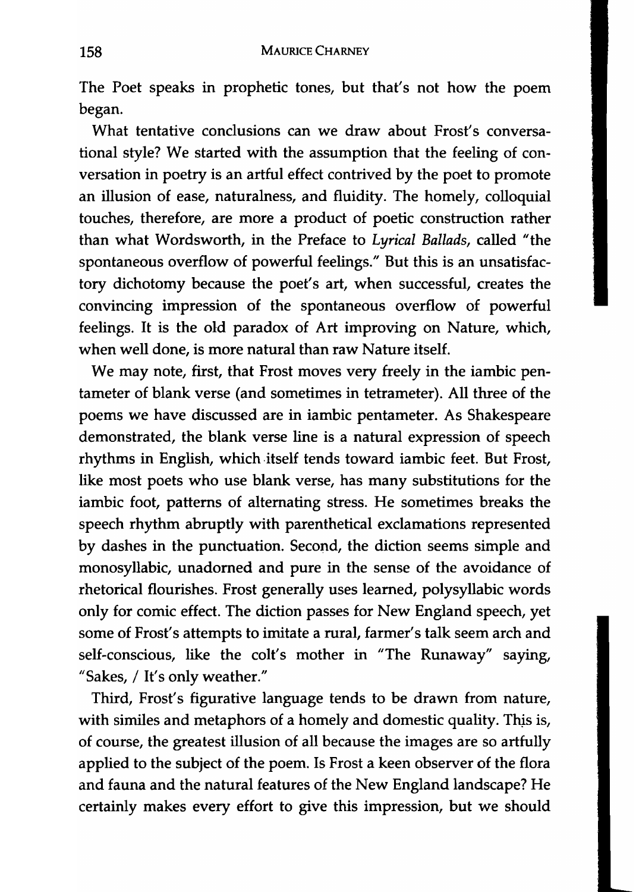The Poet speaks in prophetic tones, but that's not how the poem began.

What tentative conclusions can we draw about Frost's conversational style? We started with the assumption that the feeling of conversation in poetry is an artful effect contrived by the poet to promote an illusion of ease, naturalness, and fluidity. The homely, colloquial touches, therefore, are more a product of poetic construction rather than what Wordsworth, in the Preface to *Lyrical Ballads*, called "the spontaneous overflow of powerful feelings." But this is an unsatisfactory dichotomy because the poet's art, when successful, creates the convincing impression of the spontaneous overflow of powerful feelings. It is the old paradox of Art improving on Nature, which, when well done, is more natural than raw Nature itself.

We may note, first, that Frost moves very freely in the iambic pentameter of blank verse (and sometimes in tetrameter). All three of the poems we have discussed are in iambic pentameter. As Shakespeare demonstrated, the blank verse line is a natural expression of speech rhythms in English, which itself tends toward iambic feet. But Frost, like most poets who use blank verse, has many substitutions for the iambic foot, patterns of alternating stress. He sometimes breaks the speech rhythm abruptly with parenthetical exclamations represented by dashes in the punctuation. Second, the diction seems simple and monosyllabic, unadorned and pure in the sense of the avoidance of rhetorical flourishes. Frost generally uses learned, polysyllabic words only for comic effect. The diction passes for New England speech, yet some of Frost's attempts to imitate a rural, farmer's talk seem arch and self-conscious, like the colt's mother in "The Runaway" saying, "Sakes, / It's only weather."

Third, Frost's figurative language tends to be drawn from nature, with similes and metaphors of a homely and domestic quality. This is, of course, the greatest illusion of all because the images are so artfully applied to the subject of the poem. Is Frost a keen observer of the flora and fauna and the natural features of the New England landscape? He certainly makes every effort to give this impression, but we should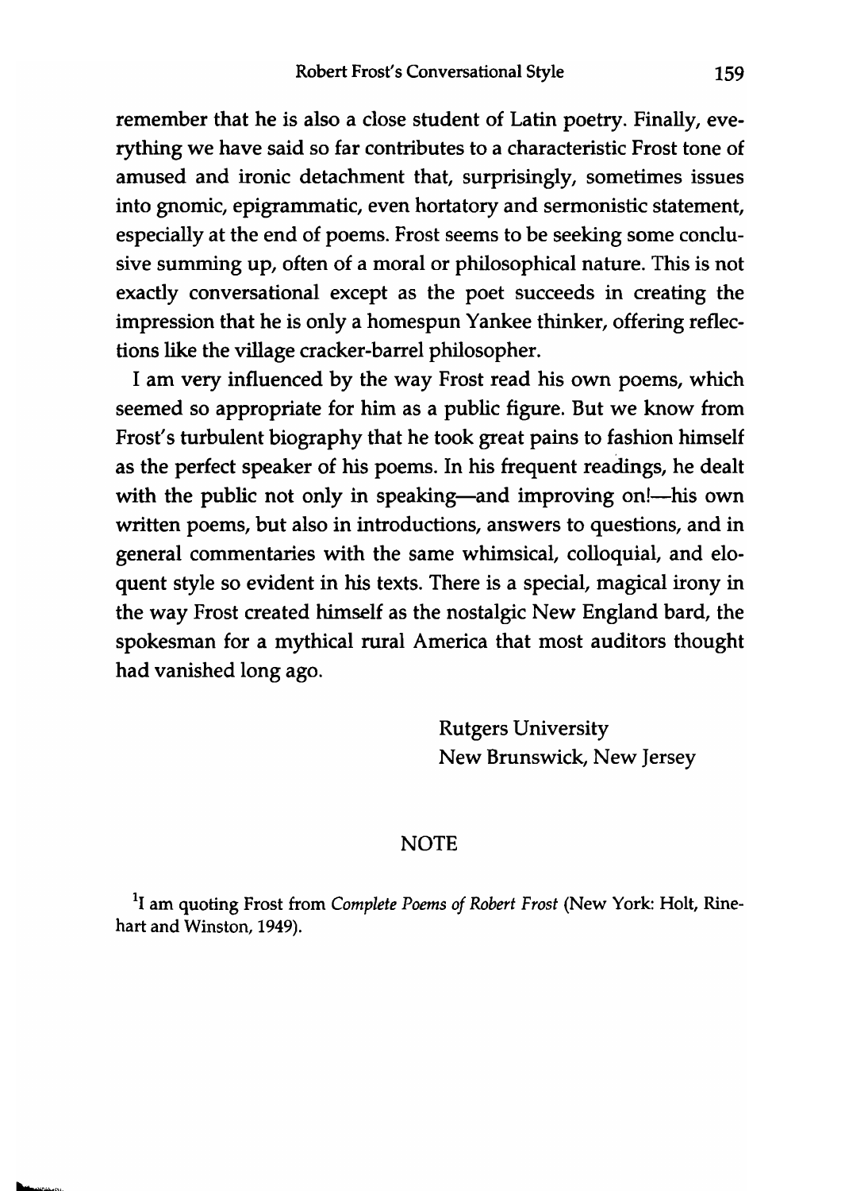remember that he is also a close student of Latin poetry. Finally, everything we have said so far contributes to a characteristic Frost tone of amused and ironic detachment that, surprisingly, sometimes issues into gnomic, epigrammatic, even hortatory and sermonistic statement, especially at the end of poems. Frost seems to be seeking some conclusive summing up, often of a moral or philosophical nature. This is not exactly conversational except as the poet succeeds in creating the impression that he is only a homespun Yankee thinker, offering reflections like the village cracker-barrel philosopher.

I am very influenced by the way Frost read his own poems, which seemed so appropriate for him as a public figure. But we know from Frost's turbulent biography that he took great pains to fashion himself as the perfect speaker of his poems. In his frequent readings, he dealt with the public not only in speaking—and improving on!—his own written poems, but also in introductions, answers to questions, and in general commentaries with the same whimsical, colloquial, and eloquent style so evident in his texts. There is a special, magical irony in the way Frost created himself as the nostalgic New England bard, the spokesman for a mythical rural America that most auditors thought had vanished long ago.

Rutgers University
New Brunswick, New Jersey

## NOTE

[1] I am quoting Frost from *Complete Poems of Robert Frost* (New York: Holt, Rinehart and Winston, 1949).